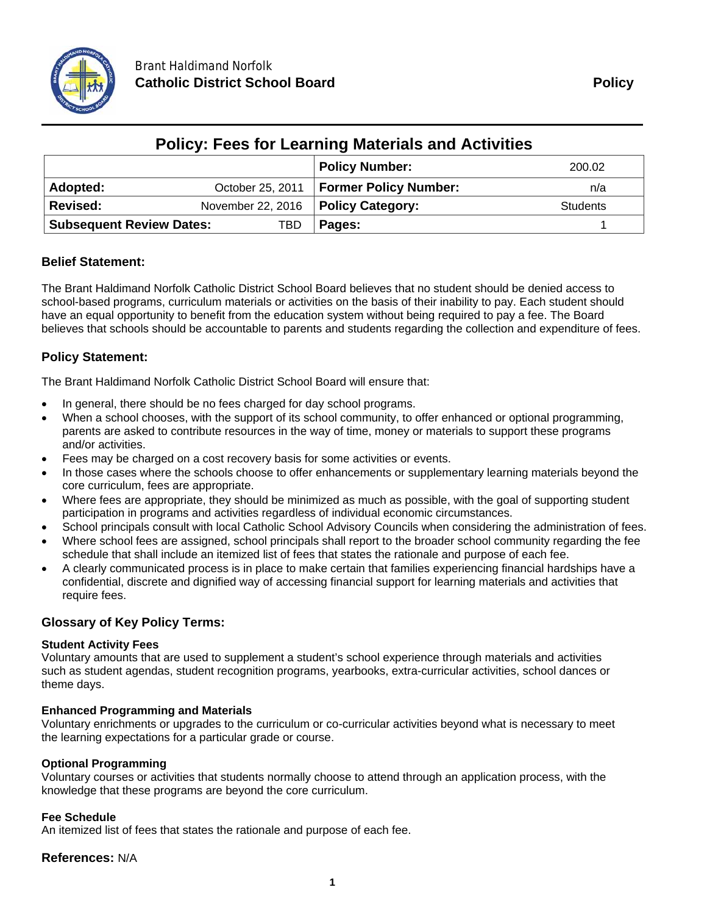Brant Haldimand Norfolk
**Catholic District School Board** **Policy**

# Policy: Fees for Learning Materials and Activities

| | | **Policy Number:** | 200.02 |
|---|---|---|---|
| **Adopted:** | October 25, 2011 | **Former Policy Number:** | n/a |
| **Revised:** | November 22, 2016 | **Policy Category:** | Students |
| **Subsequent Review Dates:** | TBD | **Pages:** | 1 |

## Belief Statement:

The Brant Haldimand Norfolk Catholic District School Board believes that no student should be denied access to school-based programs, curriculum materials or activities on the basis of their inability to pay. Each student should have an equal opportunity to benefit from the education system without being required to pay a fee. The Board believes that schools should be accountable to parents and students regarding the collection and expenditure of fees.

## Policy Statement:

The Brant Haldimand Norfolk Catholic District School Board will ensure that:

- In general, there should be no fees charged for day school programs.
- When a school chooses, with the support of its school community, to offer enhanced or optional programming, parents are asked to contribute resources in the way of time, money or materials to support these programs and/or activities.
- Fees may be charged on a cost recovery basis for some activities or events.
- In those cases where the schools choose to offer enhancements or supplementary learning materials beyond the core curriculum, fees are appropriate.
- Where fees are appropriate, they should be minimized as much as possible, with the goal of supporting student participation in programs and activities regardless of individual economic circumstances.
- School principals consult with local Catholic School Advisory Councils when considering the administration of fees.
- Where school fees are assigned, school principals shall report to the broader school community regarding the fee schedule that shall include an itemized list of fees that states the rationale and purpose of each fee.
- A clearly communicated process is in place to make certain that families experiencing financial hardships have a confidential, discrete and dignified way of accessing financial support for learning materials and activities that require fees.

## Glossary of Key Policy Terms:

### Student Activity Fees

Voluntary amounts that are used to supplement a student's school experience through materials and activities such as student agendas, student recognition programs, yearbooks, extra-curricular activities, school dances or theme days.

### Enhanced Programming and Materials

Voluntary enrichments or upgrades to the curriculum or co-curricular activities beyond what is necessary to meet the learning expectations for a particular grade or course.

### Optional Programming

Voluntary courses or activities that students normally choose to attend through an application process, with the knowledge that these programs are beyond the core curriculum.

### Fee Schedule

An itemized list of fees that states the rationale and purpose of each fee.

## References: N/A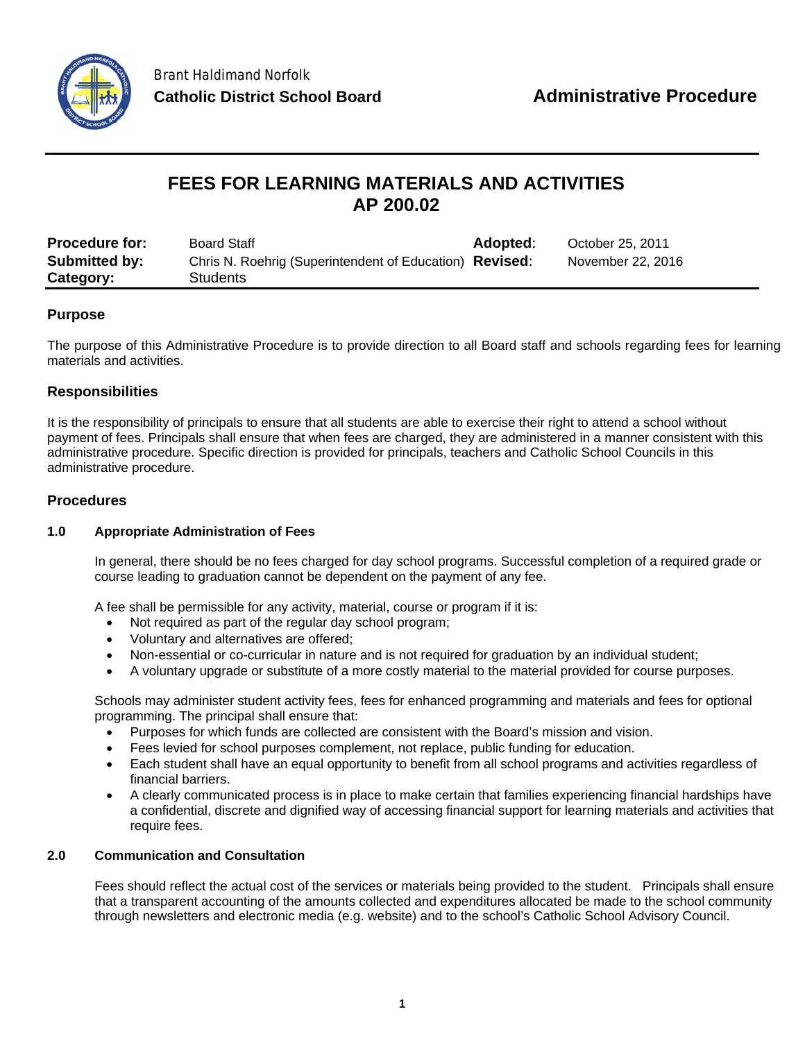Brant Haldimand Norfolk
**Catholic District School Board**

**Administrative Procedure**

# FEES FOR LEARNING MATERIALS AND ACTIVITIES
# AP 200.02

| | | | |
|---|---|---|---|
| **Procedure for:** | Board Staff | **Adopted**: | October 25, 2011 |
| **Submitted by:** | Chris N. Roehrig (Superintendent of Education) | **Revised**: | November 22, 2016 |
| **Category:** | Students | | |

## Purpose

The purpose of this Administrative Procedure is to provide direction to all Board staff and schools regarding fees for learning materials and activities.

## Responsibilities

It is the responsibility of principals to ensure that all students are able to exercise their right to attend a school without payment of fees. Principals shall ensure that when fees are charged, they are administered in a manner consistent with this administrative procedure. Specific direction is provided for principals, teachers and Catholic School Councils in this administrative procedure.

## Procedures

### 1.0 Appropriate Administration of Fees

In general, there should be no fees charged for day school programs. Successful completion of a required grade or course leading to graduation cannot be dependent on the payment of any fee.

A fee shall be permissible for any activity, material, course or program if it is:

- Not required as part of the regular day school program;
- Voluntary and alternatives are offered;
- Non-essential or co-curricular in nature and is not required for graduation by an individual student;
- A voluntary upgrade or substitute of a more costly material to the material provided for course purposes.

Schools may administer student activity fees, fees for enhanced programming and materials and fees for optional programming. The principal shall ensure that:

- Purposes for which funds are collected are consistent with the Board's mission and vision.
- Fees levied for school purposes complement, not replace, public funding for education.
- Each student shall have an equal opportunity to benefit from all school programs and activities regardless of financial barriers.
- A clearly communicated process is in place to make certain that families experiencing financial hardships have a confidential, discrete and dignified way of accessing financial support for learning materials and activities that require fees.

### 2.0 Communication and Consultation

Fees should reflect the actual cost of the services or materials being provided to the student. Principals shall ensure that a transparent accounting of the amounts collected and expenditures allocated be made to the school community through newsletters and electronic media (e.g. website) and to the school's Catholic School Advisory Council.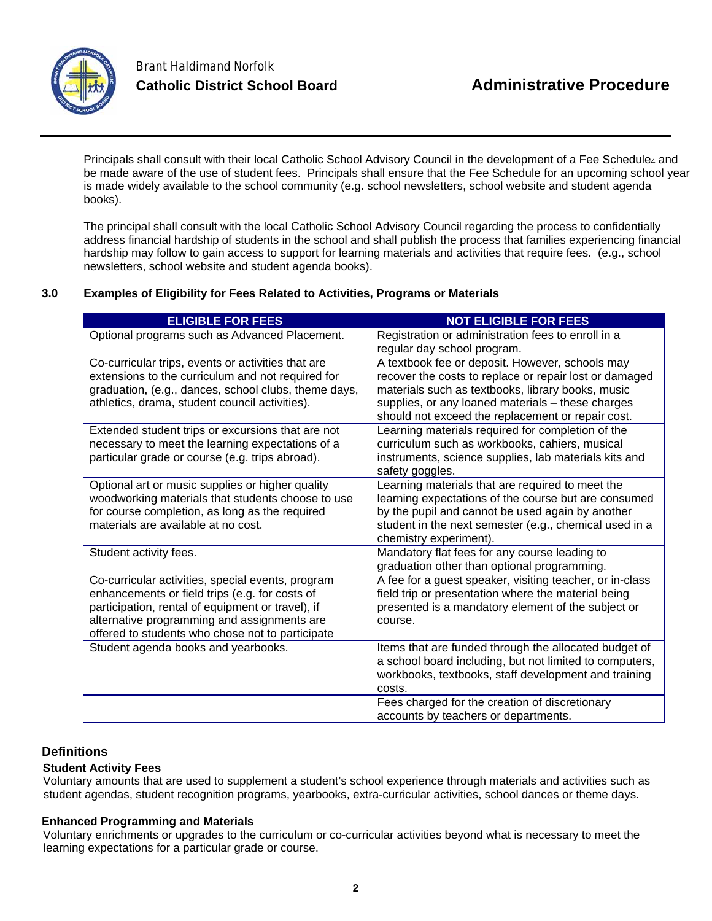Principals shall consult with their local Catholic School Advisory Council in the development of a Fee Schedule[4] and be made aware of the use of student fees. Principals shall ensure that the Fee Schedule for an upcoming school year is made widely available to the school community (e.g. school newsletters, school website and student agenda books).

The principal shall consult with the local Catholic School Advisory Council regarding the process to confidentially address financial hardship of students in the school and shall publish the process that families experiencing financial hardship may follow to gain access to support for learning materials and activities that require fees. (e.g., school newsletters, school website and student agenda books).

### 3.0 Examples of Eligibility for Fees Related to Activities, Programs or Materials

| ELIGIBLE FOR FEES | NOT ELIGIBLE FOR FEES |
|---|---|
| Optional programs such as Advanced Placement. | Registration or administration fees to enroll in a regular day school program. |
| Co-curricular trips, events or activities that are extensions to the curriculum and not required for graduation, (e.g., dances, school clubs, theme days, athletics, drama, student council activities). | A textbook fee or deposit. However, schools may recover the costs to replace or repair lost or damaged materials such as textbooks, library books, music supplies, or any loaned materials – these charges should not exceed the replacement or repair cost. |
| Extended student trips or excursions that are not necessary to meet the learning expectations of a particular grade or course (e.g. trips abroad). | Learning materials required for completion of the curriculum such as workbooks, cahiers, musical instruments, science supplies, lab materials kits and safety goggles. |
| Optional art or music supplies or higher quality woodworking materials that students choose to use for course completion, as long as the required materials are available at no cost. | Learning materials that are required to meet the learning expectations of the course but are consumed by the pupil and cannot be used again by another student in the next semester (e.g., chemical used in a chemistry experiment). |
| Student activity fees. | Mandatory flat fees for any course leading to graduation other than optional programming. |
| Co-curricular activities, special events, program enhancements or field trips (e.g. for costs of participation, rental of equipment or travel), if alternative programming and assignments are offered to students who chose not to participate | A fee for a guest speaker, visiting teacher, or in-class field trip or presentation where the material being presented is a mandatory element of the subject or course. |
| Student agenda books and yearbooks. | Items that are funded through the allocated budget of a school board including, but not limited to computers, workbooks, textbooks, staff development and training costs. |
| | Fees charged for the creation of discretionary accounts by teachers or departments. |

## Definitions

**Student Activity Fees**

Voluntary amounts that are used to supplement a student's school experience through materials and activities such as student agendas, student recognition programs, yearbooks, extra-curricular activities, school dances or theme days.

**Enhanced Programming and Materials**

Voluntary enrichments or upgrades to the curriculum or co-curricular activities beyond what is necessary to meet the learning expectations for a particular grade or course.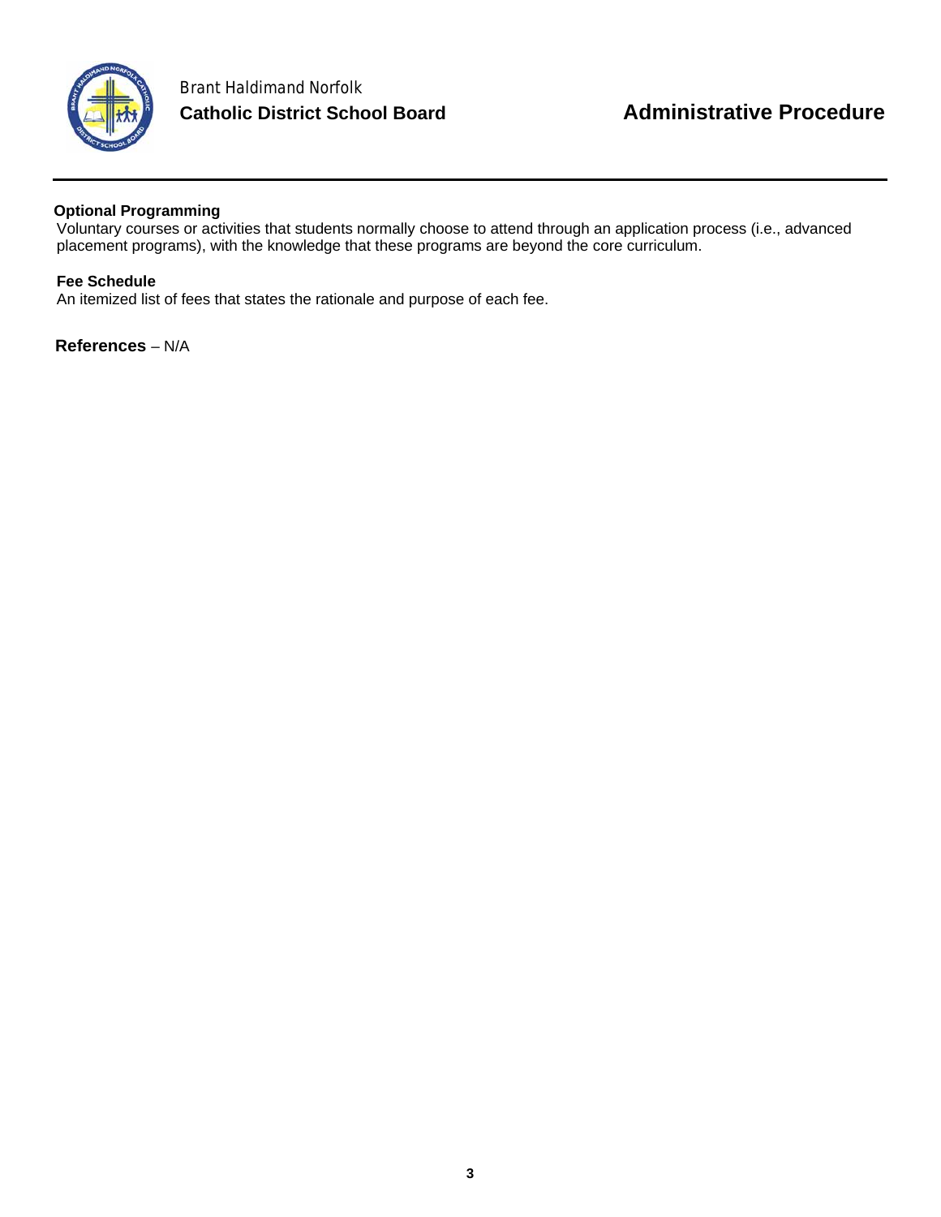**Optional Programming**
Voluntary courses or activities that students normally choose to attend through an application process (i.e., advanced placement programs), with the knowledge that these programs are beyond the core curriculum.

**Fee Schedule**
An itemized list of fees that states the rationale and purpose of each fee.

**References** – N/A